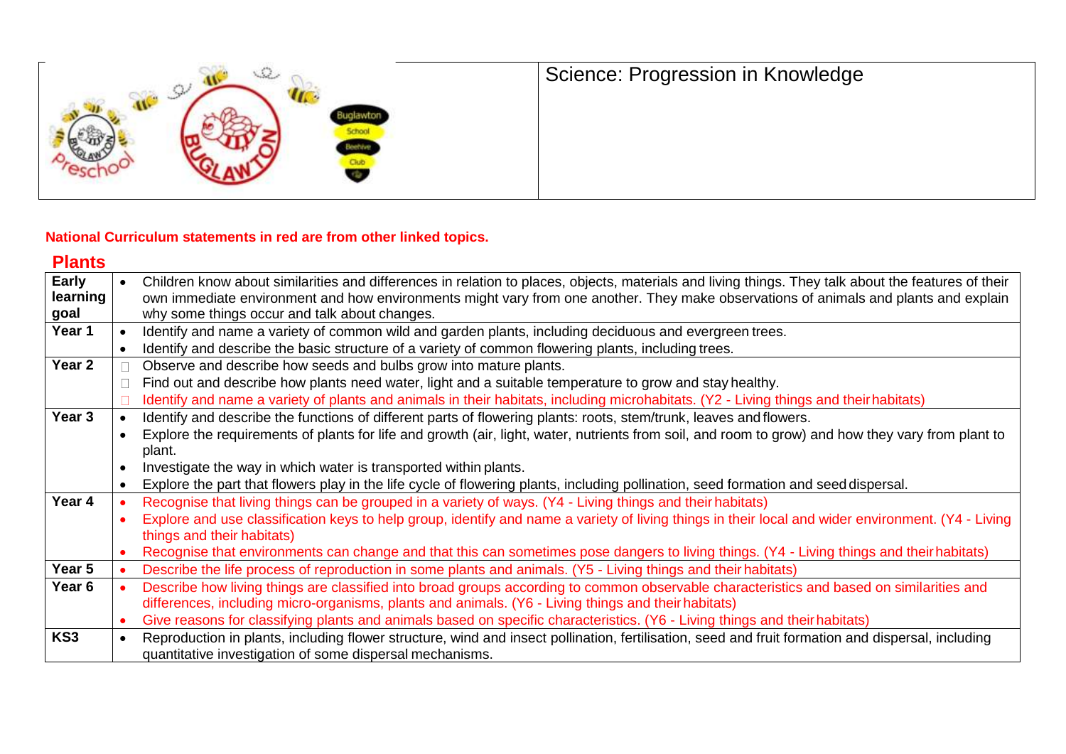# Science: Progression in Knowledge

**National Curriculum statements in red are from other linked topics.**

## Plants

| | |
|---|---|
| **Early learning goal** | • Children know about similarities and differences in relation to places, objects, materials and living things. They talk about the features of their own immediate environment and how environments might vary from one another. They make observations of animals and plants and explain why some things occur and talk about changes. |
| **Year 1** | • Identify and name a variety of common wild and garden plants, including deciduous and evergreen trees.<br>• Identify and describe the basic structure of a variety of common flowering plants, including trees. |
| **Year 2** | • Observe and describe how seeds and bulbs grow into mature plants.<br>• Find out and describe how plants need water, light and a suitable temperature to grow and stay healthy.<br>• Identify and name a variety of plants and animals in their habitats, including microhabitats. (Y2 - Living things and their habitats) |
| **Year 3** | • Identify and describe the functions of different parts of flowering plants: roots, stem/trunk, leaves and flowers.<br>• Explore the requirements of plants for life and growth (air, light, water, nutrients from soil, and room to grow) and how they vary from plant to plant.<br>• Investigate the way in which water is transported within plants.<br>• Explore the part that flowers play in the life cycle of flowering plants, including pollination, seed formation and seed dispersal. |
| **Year 4** | • Recognise that living things can be grouped in a variety of ways. (Y4 - Living things and their habitats)<br>• Explore and use classification keys to help group, identify and name a variety of living things in their local and wider environment. (Y4 - Living things and their habitats)<br>• Recognise that environments can change and that this can sometimes pose dangers to living things. (Y4 - Living things and their habitats) |
| **Year 5** | • Describe the life process of reproduction in some plants and animals. (Y5 - Living things and their habitats) |
| **Year 6** | • Describe how living things are classified into broad groups according to common observable characteristics and based on similarities and differences, including micro-organisms, plants and animals. (Y6 - Living things and their habitats)<br>• Give reasons for classifying plants and animals based on specific characteristics. (Y6 - Living things and their habitats) |
| **KS3** | • Reproduction in plants, including flower structure, wind and insect pollination, fertilisation, seed and fruit formation and dispersal, including quantitative investigation of some dispersal mechanisms. |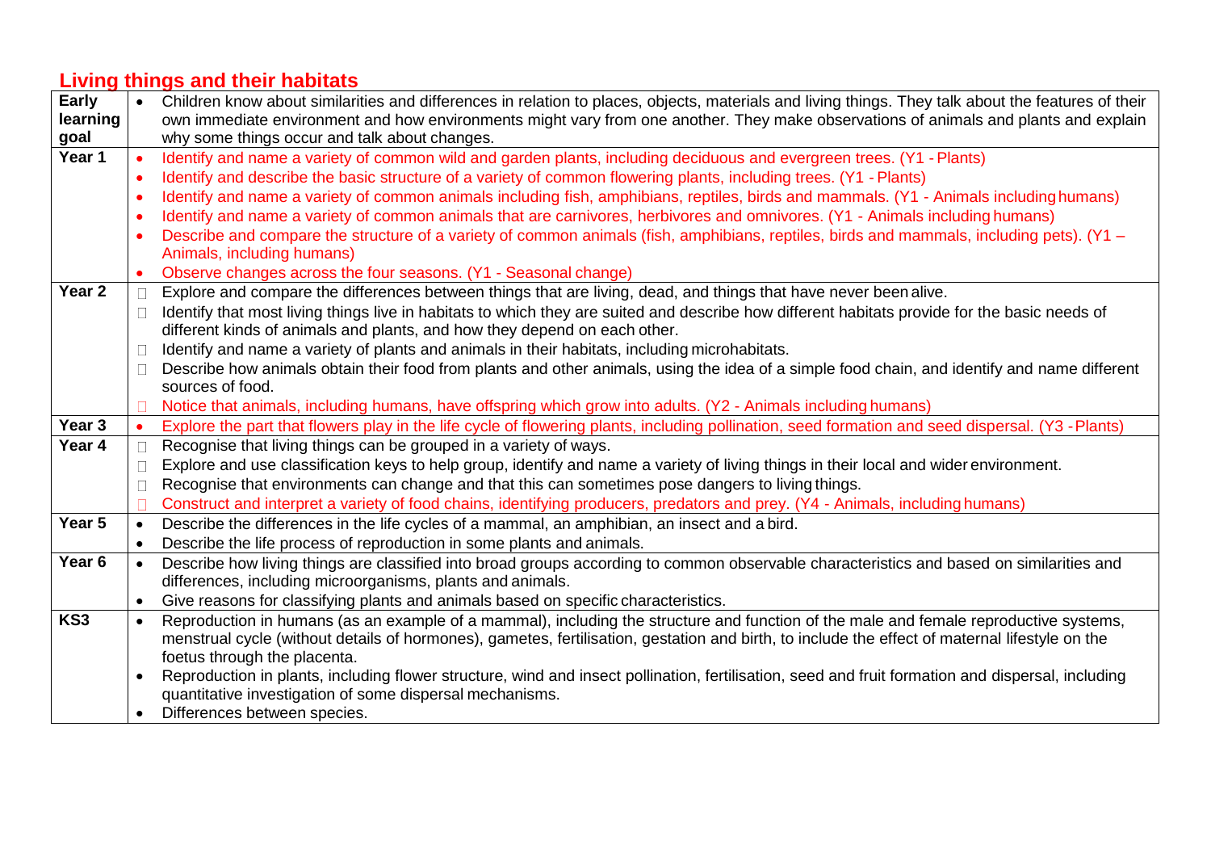## Living things and their habitats

| | |
|---|---|
| **Early learning goal** | • Children know about similarities and differences in relation to places, objects, materials and living things. They talk about the features of their own immediate environment and how environments might vary from one another. They make observations of animals and plants and explain why some things occur and talk about changes. |
| **Year 1** | • Identify and name a variety of common wild and garden plants, including deciduous and evergreen trees. (Y1 - Plants)<br>• Identify and describe the basic structure of a variety of common flowering plants, including trees. (Y1 - Plants)<br>• Identify and name a variety of common animals including fish, amphibians, reptiles, birds and mammals. (Y1 - Animals including humans)<br>• Identify and name a variety of common animals that are carnivores, herbivores and omnivores. (Y1 - Animals including humans)<br>• Describe and compare the structure of a variety of common animals (fish, amphibians, reptiles, birds and mammals, including pets). (Y1 – Animals, including humans)<br>• Observe changes across the four seasons. (Y1 - Seasonal change) |
| **Year 2** | • Explore and compare the differences between things that are living, dead, and things that have never been alive.<br>• Identify that most living things live in habitats to which they are suited and describe how different habitats provide for the basic needs of different kinds of animals and plants, and how they depend on each other.<br>• Identify and name a variety of plants and animals in their habitats, including microhabitats.<br>• Describe how animals obtain their food from plants and other animals, using the idea of a simple food chain, and identify and name different sources of food.<br>• Notice that animals, including humans, have offspring which grow into adults. (Y2 - Animals including humans) |
| **Year 3** | • Explore the part that flowers play in the life cycle of flowering plants, including pollination, seed formation and seed dispersal. (Y3 - Plants) |
| **Year 4** | • Recognise that living things can be grouped in a variety of ways.<br>• Explore and use classification keys to help group, identify and name a variety of living things in their local and wider environment.<br>• Recognise that environments can change and that this can sometimes pose dangers to living things.<br>• Construct and interpret a variety of food chains, identifying producers, predators and prey. (Y4 - Animals, including humans) |
| **Year 5** | • Describe the differences in the life cycles of a mammal, an amphibian, an insect and a bird.<br>• Describe the life process of reproduction in some plants and animals. |
| **Year 6** | • Describe how living things are classified into broad groups according to common observable characteristics and based on similarities and differences, including microorganisms, plants and animals.<br>• Give reasons for classifying plants and animals based on specific characteristics. |
| **KS3** | • Reproduction in humans (as an example of a mammal), including the structure and function of the male and female reproductive systems, menstrual cycle (without details of hormones), gametes, fertilisation, gestation and birth, to include the effect of maternal lifestyle on the foetus through the placenta.<br>• Reproduction in plants, including flower structure, wind and insect pollination, fertilisation, seed and fruit formation and dispersal, including quantitative investigation of some dispersal mechanisms.<br>• Differences between species. |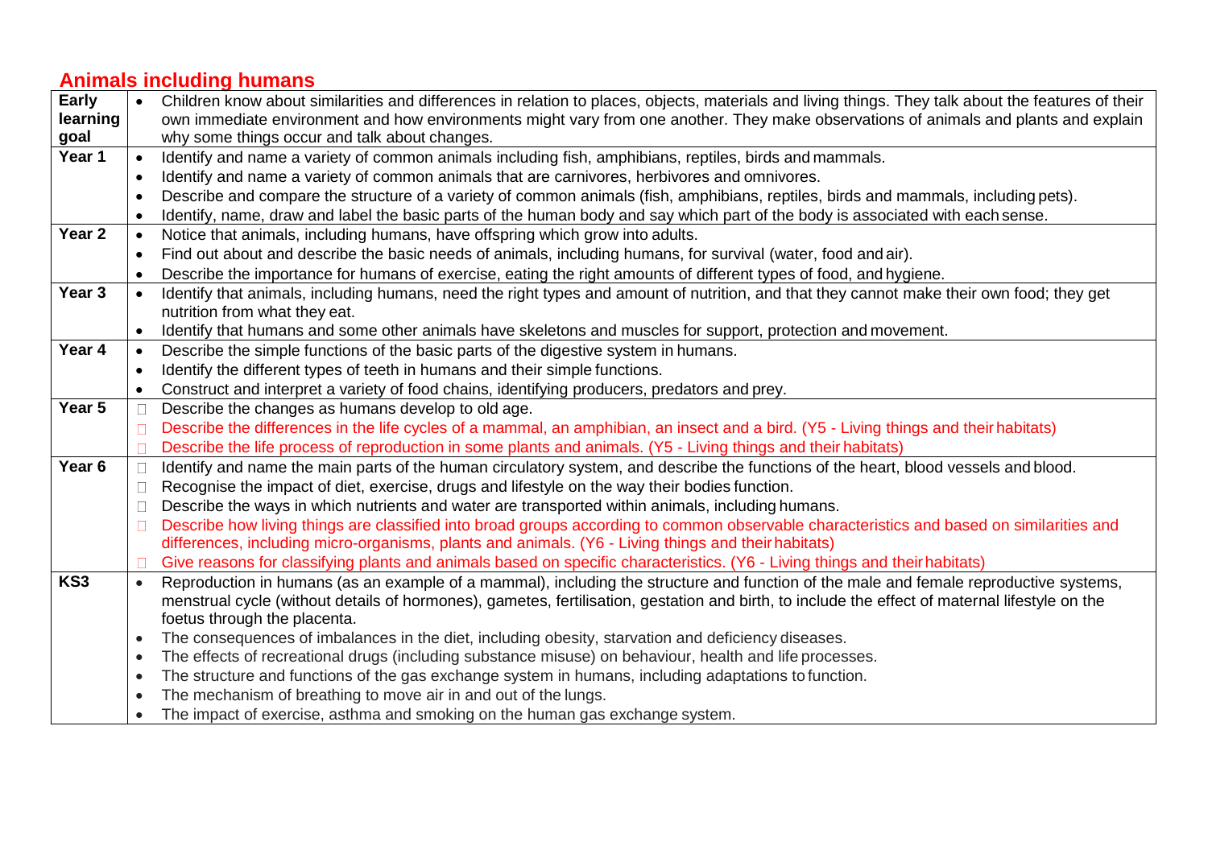## Animals including humans

| | |
|---|---|
| **Early learning goal** | • Children know about similarities and differences in relation to places, objects, materials and living things. They talk about the features of their own immediate environment and how environments might vary from one another. They make observations of animals and plants and explain why some things occur and talk about changes. |
| **Year 1** | • Identify and name a variety of common animals including fish, amphibians, reptiles, birds and mammals.<br>• Identify and name a variety of common animals that are carnivores, herbivores and omnivores.<br>• Describe and compare the structure of a variety of common animals (fish, amphibians, reptiles, birds and mammals, including pets).<br>• Identify, name, draw and label the basic parts of the human body and say which part of the body is associated with each sense. |
| **Year 2** | • Notice that animals, including humans, have offspring which grow into adults.<br>• Find out about and describe the basic needs of animals, including humans, for survival (water, food and air).<br>• Describe the importance for humans of exercise, eating the right amounts of different types of food, and hygiene. |
| **Year 3** | • Identify that animals, including humans, need the right types and amount of nutrition, and that they cannot make their own food; they get nutrition from what they eat.<br>• Identify that humans and some other animals have skeletons and muscles for support, protection and movement. |
| **Year 4** | • Describe the simple functions of the basic parts of the digestive system in humans.<br>• Identify the different types of teeth in humans and their simple functions.<br>• Construct and interpret a variety of food chains, identifying producers, predators and prey. |
| **Year 5** | • Describe the changes as humans develop to old age.<br>• Describe the differences in the life cycles of a mammal, an amphibian, an insect and a bird. (Y5 - Living things and their habitats)<br>• Describe the life process of reproduction in some plants and animals. (Y5 - Living things and their habitats) |
| **Year 6** | • Identify and name the main parts of the human circulatory system, and describe the functions of the heart, blood vessels and blood.<br>• Recognise the impact of diet, exercise, drugs and lifestyle on the way their bodies function.<br>• Describe the ways in which nutrients and water are transported within animals, including humans.<br>• Describe how living things are classified into broad groups according to common observable characteristics and based on similarities and differences, including micro-organisms, plants and animals. (Y6 - Living things and their habitats)<br>• Give reasons for classifying plants and animals based on specific characteristics. (Y6 - Living things and their habitats) |
| **KS3** | • Reproduction in humans (as an example of a mammal), including the structure and function of the male and female reproductive systems, menstrual cycle (without details of hormones), gametes, fertilisation, gestation and birth, to include the effect of maternal lifestyle on the foetus through the placenta.<br>• The consequences of imbalances in the diet, including obesity, starvation and deficiency diseases.<br>• The effects of recreational drugs (including substance misuse) on behaviour, health and life processes.<br>• The structure and functions of the gas exchange system in humans, including adaptations to function.<br>• The mechanism of breathing to move air in and out of the lungs.<br>• The impact of exercise, asthma and smoking on the human gas exchange system. |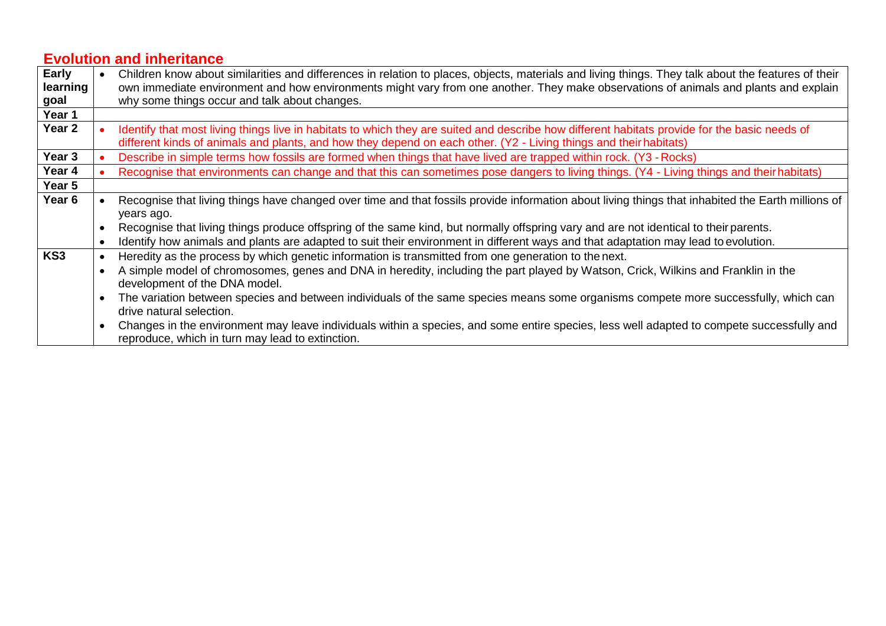## Evolution and inheritance

| | |
|---|---|
| **Early learning goal** | • Children know about similarities and differences in relation to places, objects, materials and living things. They talk about the features of their own immediate environment and how environments might vary from one another. They make observations of animals and plants and explain why some things occur and talk about changes. |
| **Year 1** | |
| **Year 2** | • Identify that most living things live in habitats to which they are suited and describe how different habitats provide for the basic needs of different kinds of animals and plants, and how they depend on each other. (Y2 - Living things and their habitats) |
| **Year 3** | • Describe in simple terms how fossils are formed when things that have lived are trapped within rock. (Y3 - Rocks) |
| **Year 4** | • Recognise that environments can change and that this can sometimes pose dangers to living things. (Y4 - Living things and their habitats) |
| **Year 5** | |
| **Year 6** | • Recognise that living things have changed over time and that fossils provide information about living things that inhabited the Earth millions of years ago.<br>• Recognise that living things produce offspring of the same kind, but normally offspring vary and are not identical to their parents.<br>• Identify how animals and plants are adapted to suit their environment in different ways and that adaptation may lead to evolution. |
| **KS3** | • Heredity as the process by which genetic information is transmitted from one generation to the next.<br>• A simple model of chromosomes, genes and DNA in heredity, including the part played by Watson, Crick, Wilkins and Franklin in the development of the DNA model.<br>• The variation between species and between individuals of the same species means some organisms compete more successfully, which can drive natural selection.<br>• Changes in the environment may leave individuals within a species, and some entire species, less well adapted to compete successfully and reproduce, which in turn may lead to extinction. |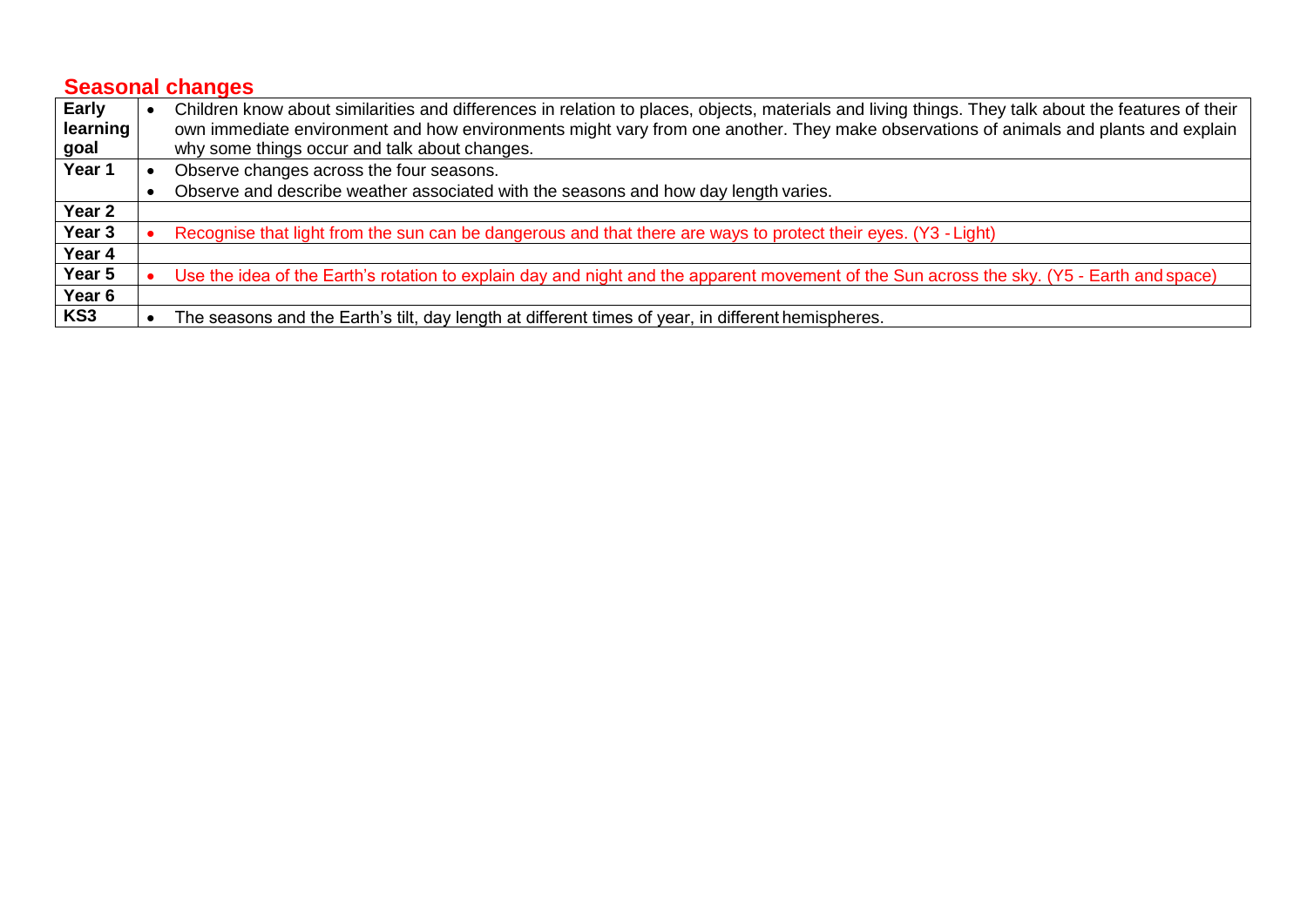## Seasonal changes

| | |
|---|---|
| **Early learning goal** | • Children know about similarities and differences in relation to places, objects, materials and living things. They talk about the features of their own immediate environment and how environments might vary from one another. They make observations of animals and plants and explain why some things occur and talk about changes. |
| **Year 1** | • Observe changes across the four seasons.<br>• Observe and describe weather associated with the seasons and how day length varies. |
| **Year 2** | |
| **Year 3** | • Recognise that light from the sun can be dangerous and that there are ways to protect their eyes. (Y3 - Light) |
| **Year 4** | |
| **Year 5** | • Use the idea of the Earth's rotation to explain day and night and the apparent movement of the Sun across the sky. (Y5 - Earth and space) |
| **Year 6** | |
| **KS3** | • The seasons and the Earth's tilt, day length at different times of year, in different hemispheres. |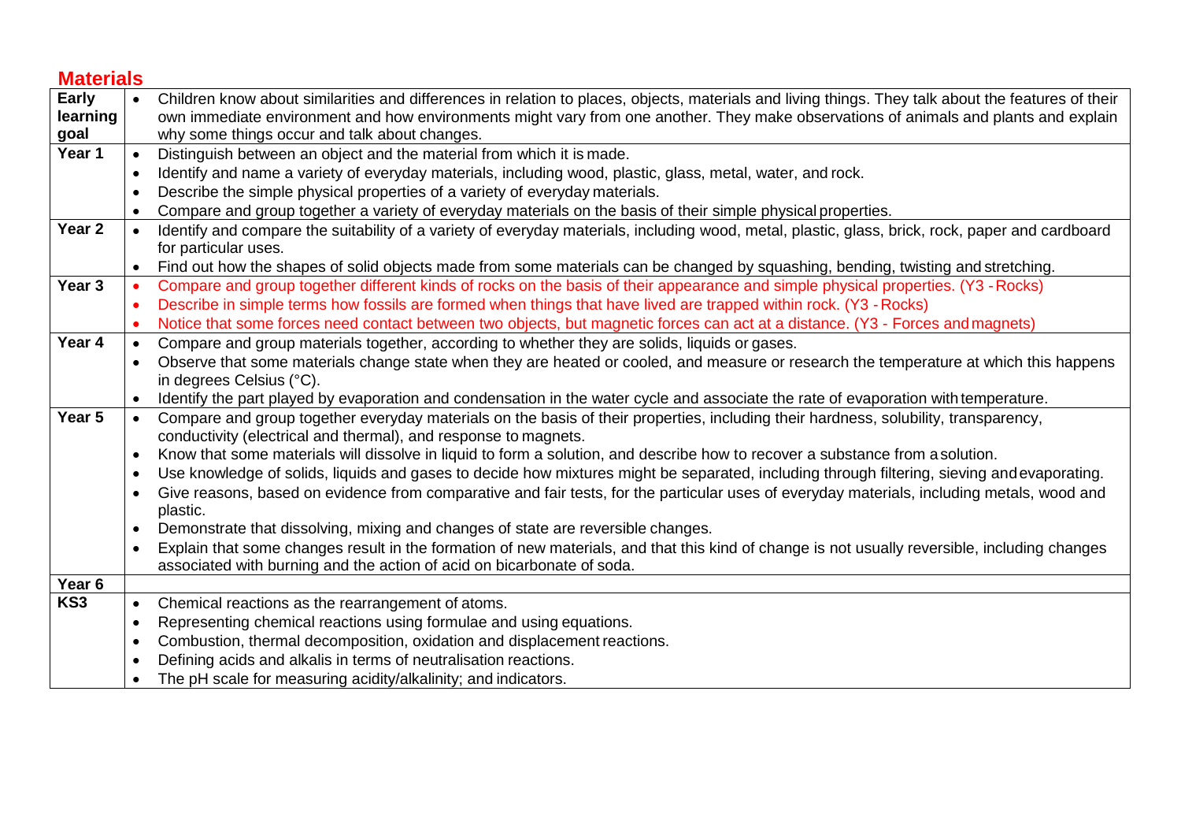## Materials

| | |
|---|---|
| **Early learning goal** | • Children know about similarities and differences in relation to places, objects, materials and living things. They talk about the features of their own immediate environment and how environments might vary from one another. They make observations of animals and plants and explain why some things occur and talk about changes. |
| **Year 1** | • Distinguish between an object and the material from which it is made.<br>• Identify and name a variety of everyday materials, including wood, plastic, glass, metal, water, and rock.<br>• Describe the simple physical properties of a variety of everyday materials.<br>• Compare and group together a variety of everyday materials on the basis of their simple physical properties. |
| **Year 2** | • Identify and compare the suitability of a variety of everyday materials, including wood, metal, plastic, glass, brick, rock, paper and cardboard for particular uses.<br>• Find out how the shapes of solid objects made from some materials can be changed by squashing, bending, twisting and stretching. |
| **Year 3** | • Compare and group together different kinds of rocks on the basis of their appearance and simple physical properties. (Y3 - Rocks)<br>• Describe in simple terms how fossils are formed when things that have lived are trapped within rock. (Y3 - Rocks)<br>• Notice that some forces need contact between two objects, but magnetic forces can act at a distance. (Y3 - Forces and magnets) |
| **Year 4** | • Compare and group materials together, according to whether they are solids, liquids or gases.<br>• Observe that some materials change state when they are heated or cooled, and measure or research the temperature at which this happens in degrees Celsius (°C).<br>• Identify the part played by evaporation and condensation in the water cycle and associate the rate of evaporation with temperature. |
| **Year 5** | • Compare and group together everyday materials on the basis of their properties, including their hardness, solubility, transparency, conductivity (electrical and thermal), and response to magnets.<br>• Know that some materials will dissolve in liquid to form a solution, and describe how to recover a substance from a solution.<br>• Use knowledge of solids, liquids and gases to decide how mixtures might be separated, including through filtering, sieving and evaporating.<br>• Give reasons, based on evidence from comparative and fair tests, for the particular uses of everyday materials, including metals, wood and plastic.<br>• Demonstrate that dissolving, mixing and changes of state are reversible changes.<br>• Explain that some changes result in the formation of new materials, and that this kind of change is not usually reversible, including changes associated with burning and the action of acid on bicarbonate of soda. |
| **Year 6** | |
| **KS3** | • Chemical reactions as the rearrangement of atoms.<br>• Representing chemical reactions using formulae and using equations.<br>• Combustion, thermal decomposition, oxidation and displacement reactions.<br>• Defining acids and alkalis in terms of neutralisation reactions.<br>• The pH scale for measuring acidity/alkalinity; and indicators. |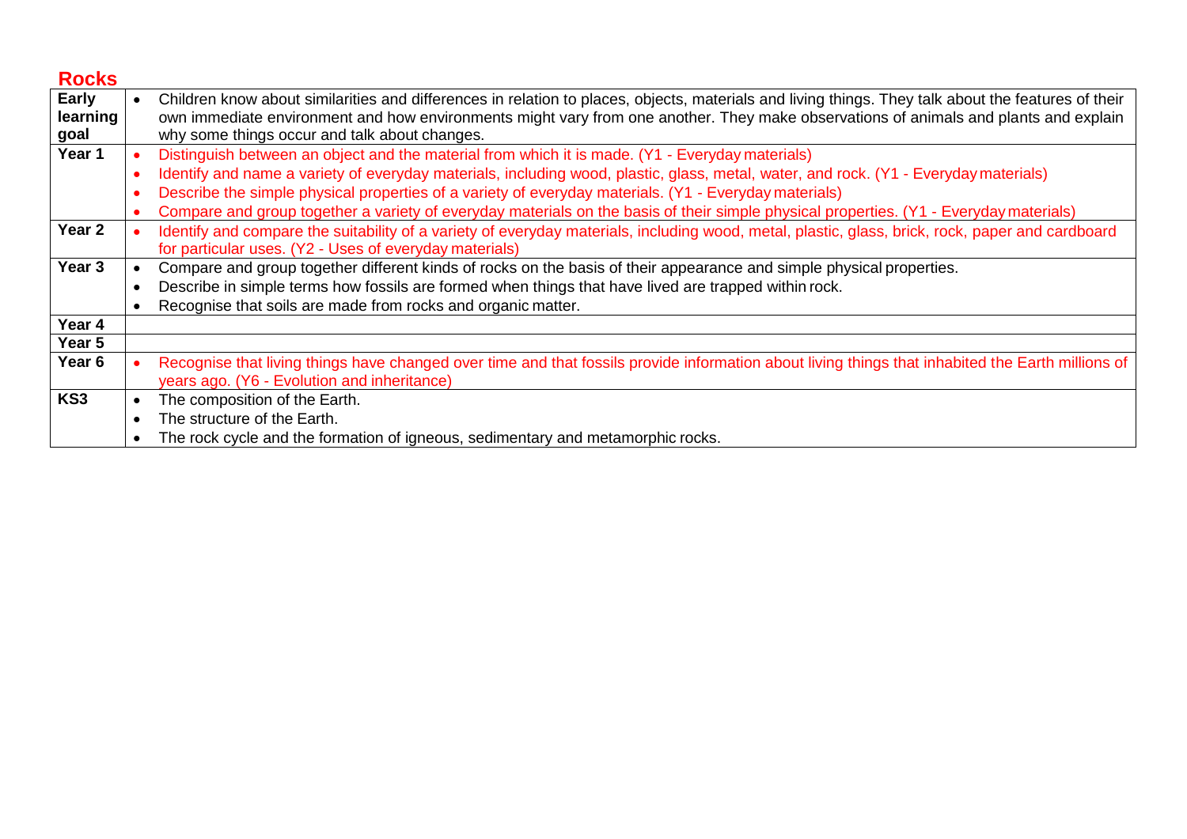## Rocks

| | |
|---|---|
| **Early learning goal** | • Children know about similarities and differences in relation to places, objects, materials and living things. They talk about the features of their own immediate environment and how environments might vary from one another. They make observations of animals and plants and explain why some things occur and talk about changes. |
| **Year 1** | • Distinguish between an object and the material from which it is made. (Y1 - Everyday materials)<br>• Identify and name a variety of everyday materials, including wood, plastic, glass, metal, water, and rock. (Y1 - Everyday materials)<br>• Describe the simple physical properties of a variety of everyday materials. (Y1 - Everyday materials)<br>• Compare and group together a variety of everyday materials on the basis of their simple physical properties. (Y1 - Everyday materials) |
| **Year 2** | • Identify and compare the suitability of a variety of everyday materials, including wood, metal, plastic, glass, brick, rock, paper and cardboard for particular uses. (Y2 - Uses of everyday materials) |
| **Year 3** | • Compare and group together different kinds of rocks on the basis of their appearance and simple physical properties.<br>• Describe in simple terms how fossils are formed when things that have lived are trapped within rock.<br>• Recognise that soils are made from rocks and organic matter. |
| **Year 4** | |
| **Year 5** | |
| **Year 6** | • Recognise that living things have changed over time and that fossils provide information about living things that inhabited the Earth millions of years ago. (Y6 - Evolution and inheritance) |
| **KS3** | • The composition of the Earth.<br>• The structure of the Earth.<br>• The rock cycle and the formation of igneous, sedimentary and metamorphic rocks. |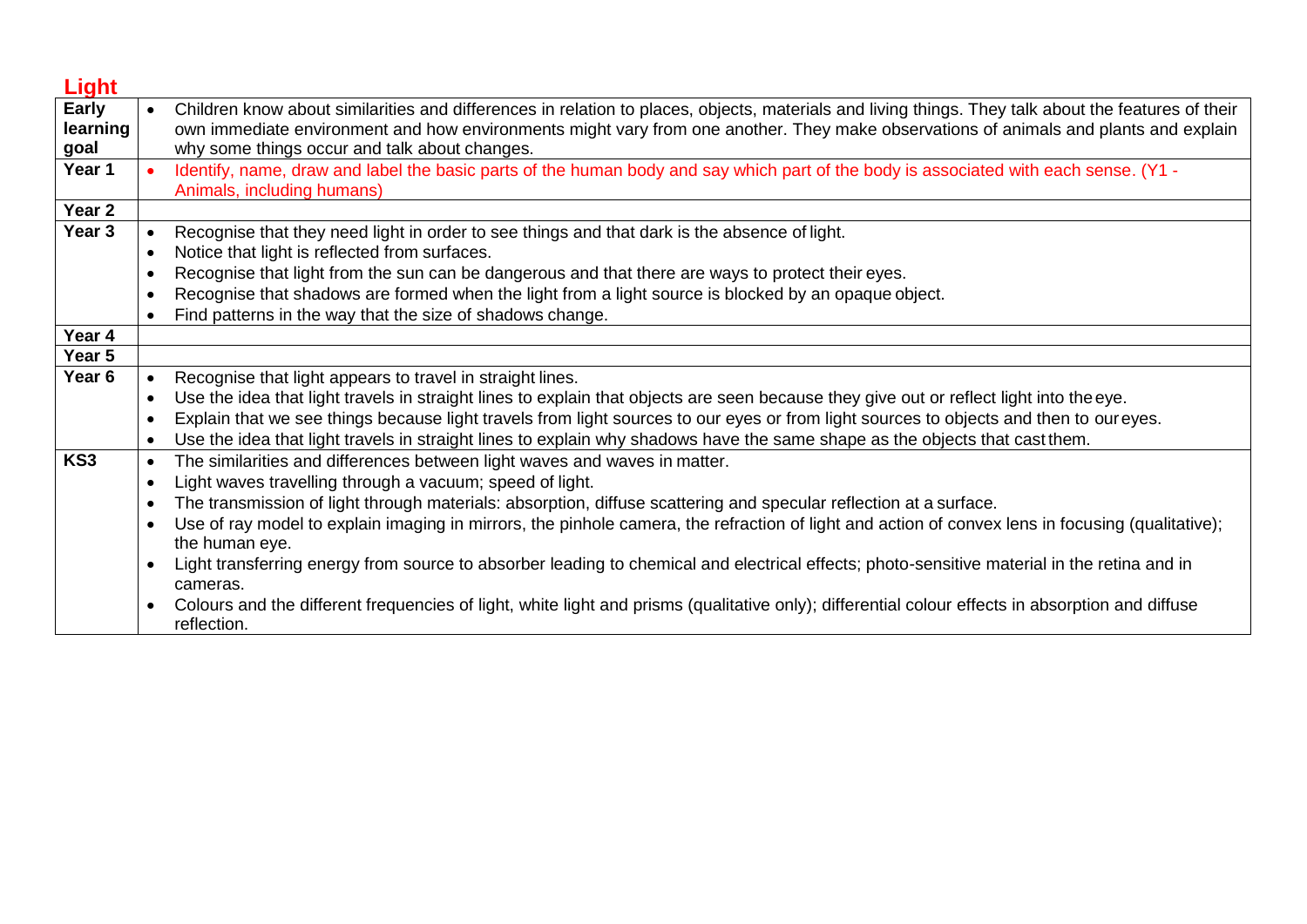## Light

| | |
|---|---|
| **Early learning goal** | • Children know about similarities and differences in relation to places, objects, materials and living things. They talk about the features of their own immediate environment and how environments might vary from one another. They make observations of animals and plants and explain why some things occur and talk about changes. |
| **Year 1** | • Identify, name, draw and label the basic parts of the human body and say which part of the body is associated with each sense. (Y1 - Animals, including humans) |
| **Year 2** | |
| **Year 3** | • Recognise that they need light in order to see things and that dark is the absence of light.<br>• Notice that light is reflected from surfaces.<br>• Recognise that light from the sun can be dangerous and that there are ways to protect their eyes.<br>• Recognise that shadows are formed when the light from a light source is blocked by an opaque object.<br>• Find patterns in the way that the size of shadows change. |
| **Year 4** | |
| **Year 5** | |
| **Year 6** | • Recognise that light appears to travel in straight lines.<br>• Use the idea that light travels in straight lines to explain that objects are seen because they give out or reflect light into the eye.<br>• Explain that we see things because light travels from light sources to our eyes or from light sources to objects and then to our eyes.<br>• Use the idea that light travels in straight lines to explain why shadows have the same shape as the objects that cast them. |
| **KS3** | • The similarities and differences between light waves and waves in matter.<br>• Light waves travelling through a vacuum; speed of light.<br>• The transmission of light through materials: absorption, diffuse scattering and specular reflection at a surface.<br>• Use of ray model to explain imaging in mirrors, the pinhole camera, the refraction of light and action of convex lens in focusing (qualitative); the human eye.<br>• Light transferring energy from source to absorber leading to chemical and electrical effects; photo-sensitive material in the retina and in cameras.<br>• Colours and the different frequencies of light, white light and prisms (qualitative only); differential colour effects in absorption and diffuse reflection. |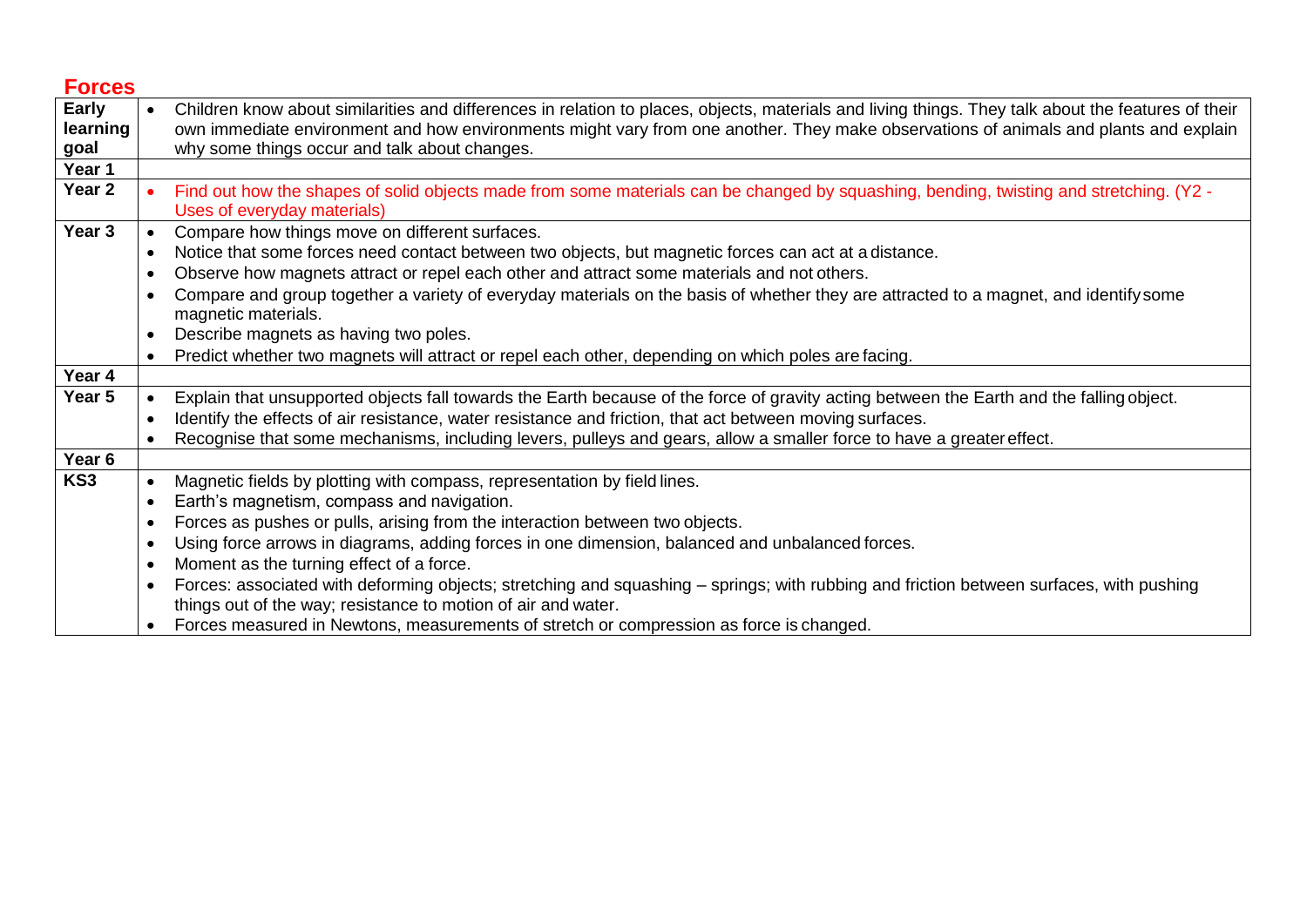## Forces

| | |
|---|---|
| **Early learning goal** | • Children know about similarities and differences in relation to places, objects, materials and living things. They talk about the features of their own immediate environment and how environments might vary from one another. They make observations of animals and plants and explain why some things occur and talk about changes. |
| **Year 1** | |
| **Year 2** | • Find out how the shapes of solid objects made from some materials can be changed by squashing, bending, twisting and stretching. (Y2 - Uses of everyday materials) |
| **Year 3** | • Compare how things move on different surfaces.<br>• Notice that some forces need contact between two objects, but magnetic forces can act at a distance.<br>• Observe how magnets attract or repel each other and attract some materials and not others.<br>• Compare and group together a variety of everyday materials on the basis of whether they are attracted to a magnet, and identify some magnetic materials.<br>• Describe magnets as having two poles.<br>• Predict whether two magnets will attract or repel each other, depending on which poles are facing. |
| **Year 4** | |
| **Year 5** | • Explain that unsupported objects fall towards the Earth because of the force of gravity acting between the Earth and the falling object.<br>• Identify the effects of air resistance, water resistance and friction, that act between moving surfaces.<br>• Recognise that some mechanisms, including levers, pulleys and gears, allow a smaller force to have a greater effect. |
| **Year 6** | |
| **KS3** | • Magnetic fields by plotting with compass, representation by field lines.<br>• Earth's magnetism, compass and navigation.<br>• Forces as pushes or pulls, arising from the interaction between two objects.<br>• Using force arrows in diagrams, adding forces in one dimension, balanced and unbalanced forces.<br>• Moment as the turning effect of a force.<br>• Forces: associated with deforming objects; stretching and squashing – springs; with rubbing and friction between surfaces, with pushing things out of the way; resistance to motion of air and water.<br>• Forces measured in Newtons, measurements of stretch or compression as force is changed. |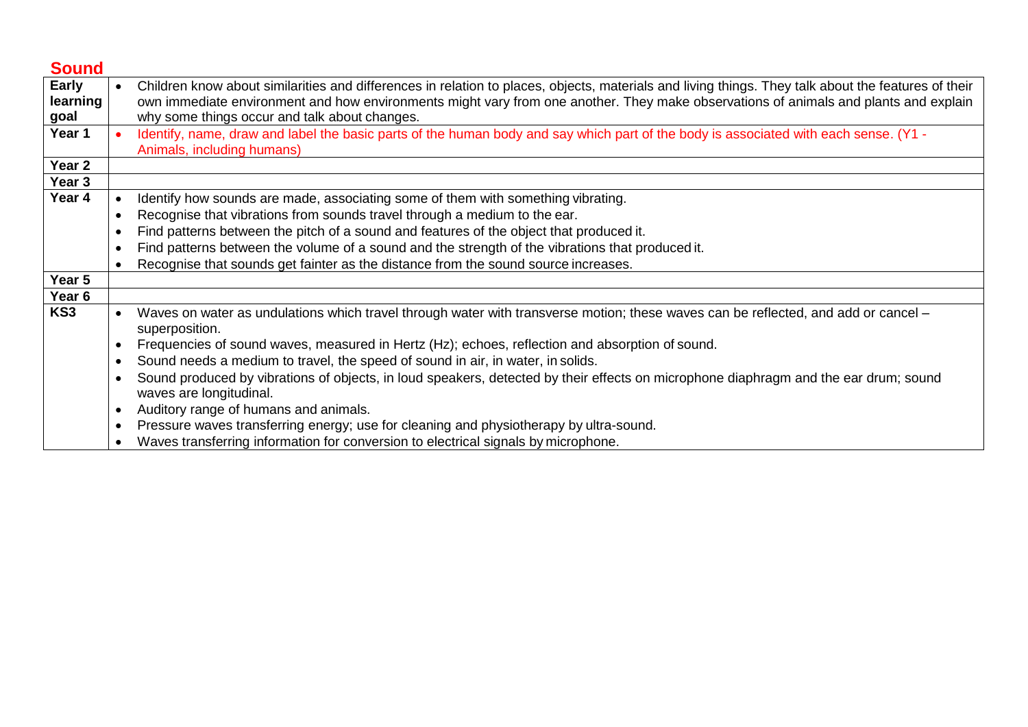## Sound

| | |
|---|---|
| **Early learning goal** | • Children know about similarities and differences in relation to places, objects, materials and living things. They talk about the features of their own immediate environment and how environments might vary from one another. They make observations of animals and plants and explain why some things occur and talk about changes. |
| **Year 1** | • Identify, name, draw and label the basic parts of the human body and say which part of the body is associated with each sense. (Y1 - Animals, including humans) |
| **Year 2** | |
| **Year 3** | |
| **Year 4** | • Identify how sounds are made, associating some of them with something vibrating.<br>• Recognise that vibrations from sounds travel through a medium to the ear.<br>• Find patterns between the pitch of a sound and features of the object that produced it.<br>• Find patterns between the volume of a sound and the strength of the vibrations that produced it.<br>• Recognise that sounds get fainter as the distance from the sound source increases. |
| **Year 5** | |
| **Year 6** | |
| **KS3** | • Waves on water as undulations which travel through water with transverse motion; these waves can be reflected, and add or cancel – superposition.<br>• Frequencies of sound waves, measured in Hertz (Hz); echoes, reflection and absorption of sound.<br>• Sound needs a medium to travel, the speed of sound in air, in water, in solids.<br>• Sound produced by vibrations of objects, in loud speakers, detected by their effects on microphone diaphragm and the ear drum; sound waves are longitudinal.<br>• Auditory range of humans and animals.<br>• Pressure waves transferring energy; use for cleaning and physiotherapy by ultra-sound.<br>• Waves transferring information for conversion to electrical signals by microphone. |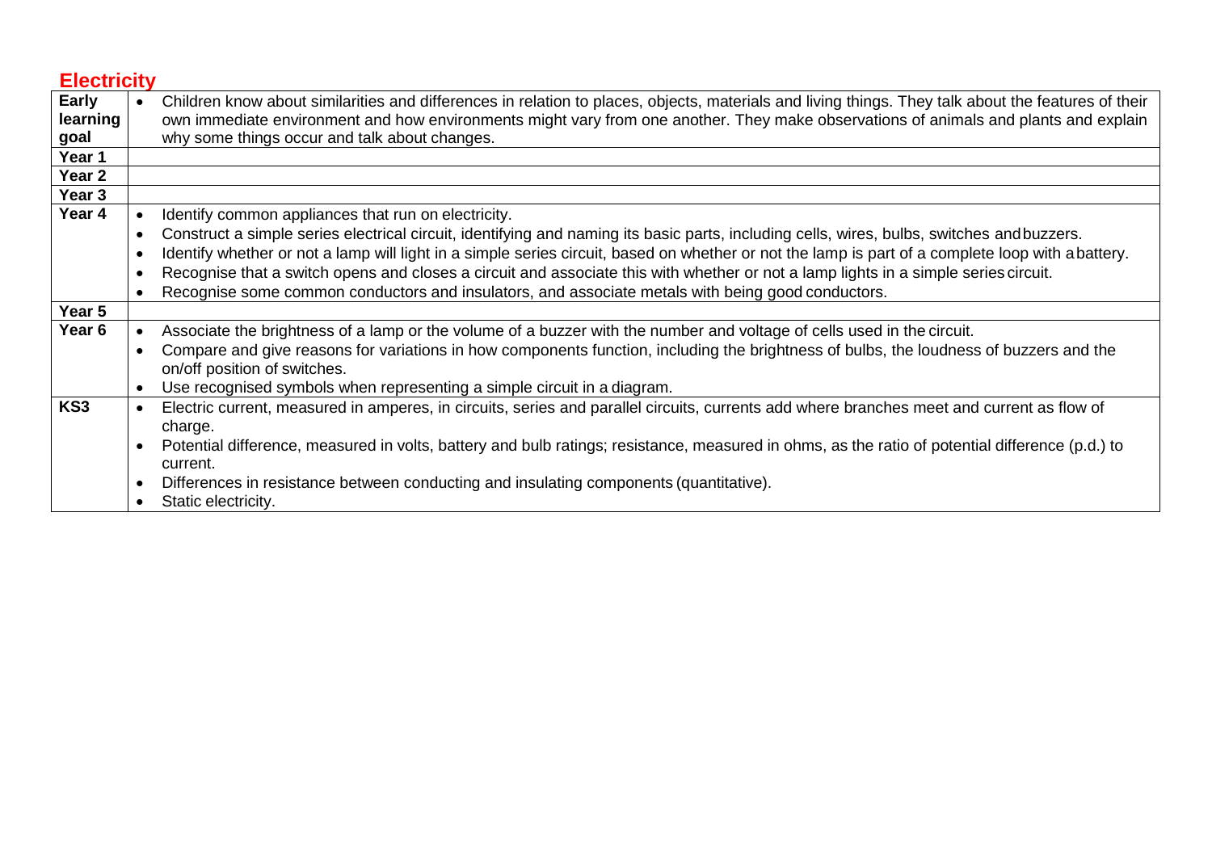## Electricity

| | |
|---|---|
| **Early learning goal** | • Children know about similarities and differences in relation to places, objects, materials and living things. They talk about the features of their own immediate environment and how environments might vary from one another. They make observations of animals and plants and explain why some things occur and talk about changes. |
| **Year 1** | |
| **Year 2** | |
| **Year 3** | |
| **Year 4** | • Identify common appliances that run on electricity.<br>• Construct a simple series electrical circuit, identifying and naming its basic parts, including cells, wires, bulbs, switches and buzzers.<br>• Identify whether or not a lamp will light in a simple series circuit, based on whether or not the lamp is part of a complete loop with a battery.<br>• Recognise that a switch opens and closes a circuit and associate this with whether or not a lamp lights in a simple series circuit.<br>• Recognise some common conductors and insulators, and associate metals with being good conductors. |
| **Year 5** | |
| **Year 6** | • Associate the brightness of a lamp or the volume of a buzzer with the number and voltage of cells used in the circuit.<br>• Compare and give reasons for variations in how components function, including the brightness of bulbs, the loudness of buzzers and the on/off position of switches.<br>• Use recognised symbols when representing a simple circuit in a diagram. |
| **KS3** | • Electric current, measured in amperes, in circuits, series and parallel circuits, currents add where branches meet and current as flow of charge.<br>• Potential difference, measured in volts, battery and bulb ratings; resistance, measured in ohms, as the ratio of potential difference (p.d.) to current.<br>• Differences in resistance between conducting and insulating components (quantitative).<br>• Static electricity. |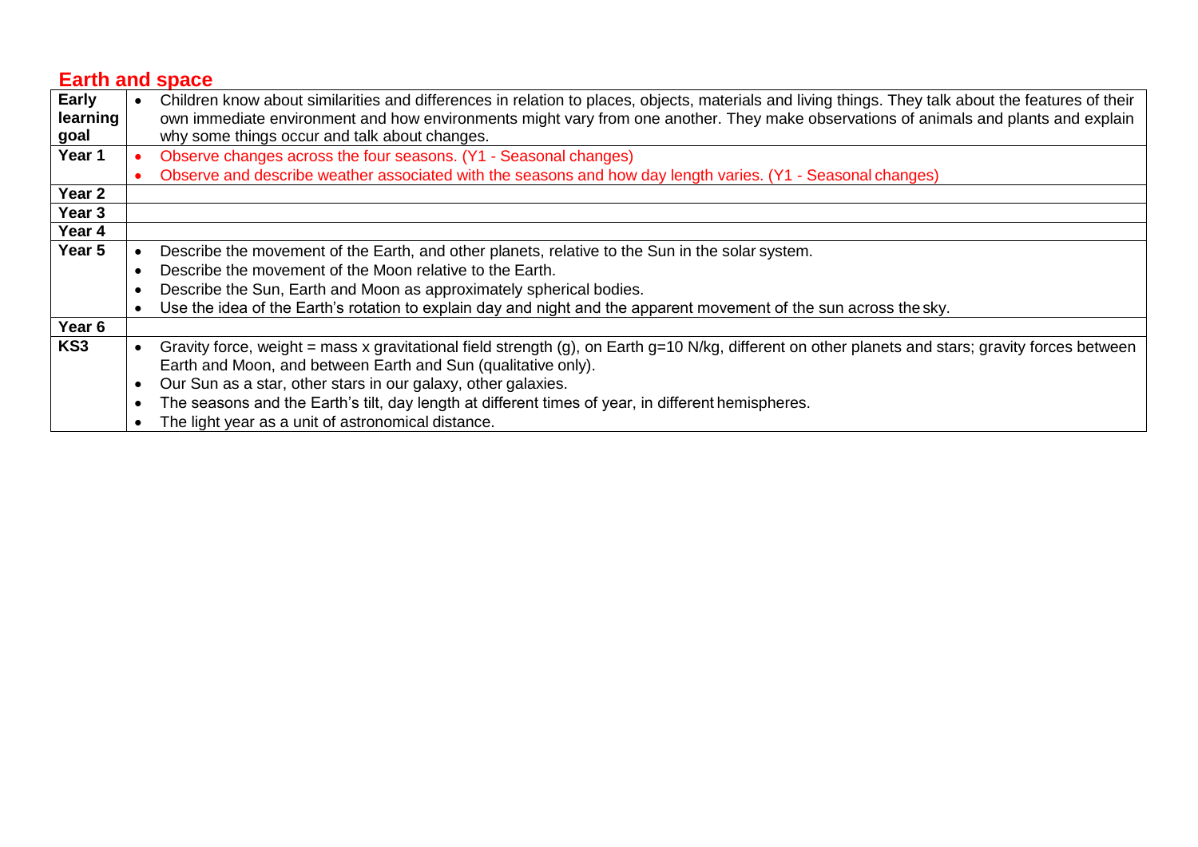## Earth and space

| | |
|---|---|
| **Early learning goal** | • Children know about similarities and differences in relation to places, objects, materials and living things. They talk about the features of their own immediate environment and how environments might vary from one another. They make observations of animals and plants and explain why some things occur and talk about changes. |
| **Year 1** | • Observe changes across the four seasons. (Y1 - Seasonal changes)<br>• Observe and describe weather associated with the seasons and how day length varies. (Y1 - Seasonal changes) |
| **Year 2** | |
| **Year 3** | |
| **Year 4** | |
| **Year 5** | • Describe the movement of the Earth, and other planets, relative to the Sun in the solar system.<br>• Describe the movement of the Moon relative to the Earth.<br>• Describe the Sun, Earth and Moon as approximately spherical bodies.<br>• Use the idea of the Earth's rotation to explain day and night and the apparent movement of the sun across the sky. |
| **Year 6** | |
| **KS3** | • Gravity force, weight = mass x gravitational field strength (g), on Earth g=10 N/kg, different on other planets and stars; gravity forces between Earth and Moon, and between Earth and Sun (qualitative only).<br>• Our Sun as a star, other stars in our galaxy, other galaxies.<br>• The seasons and the Earth's tilt, day length at different times of year, in different hemispheres.<br>• The light year as a unit of astronomical distance. |